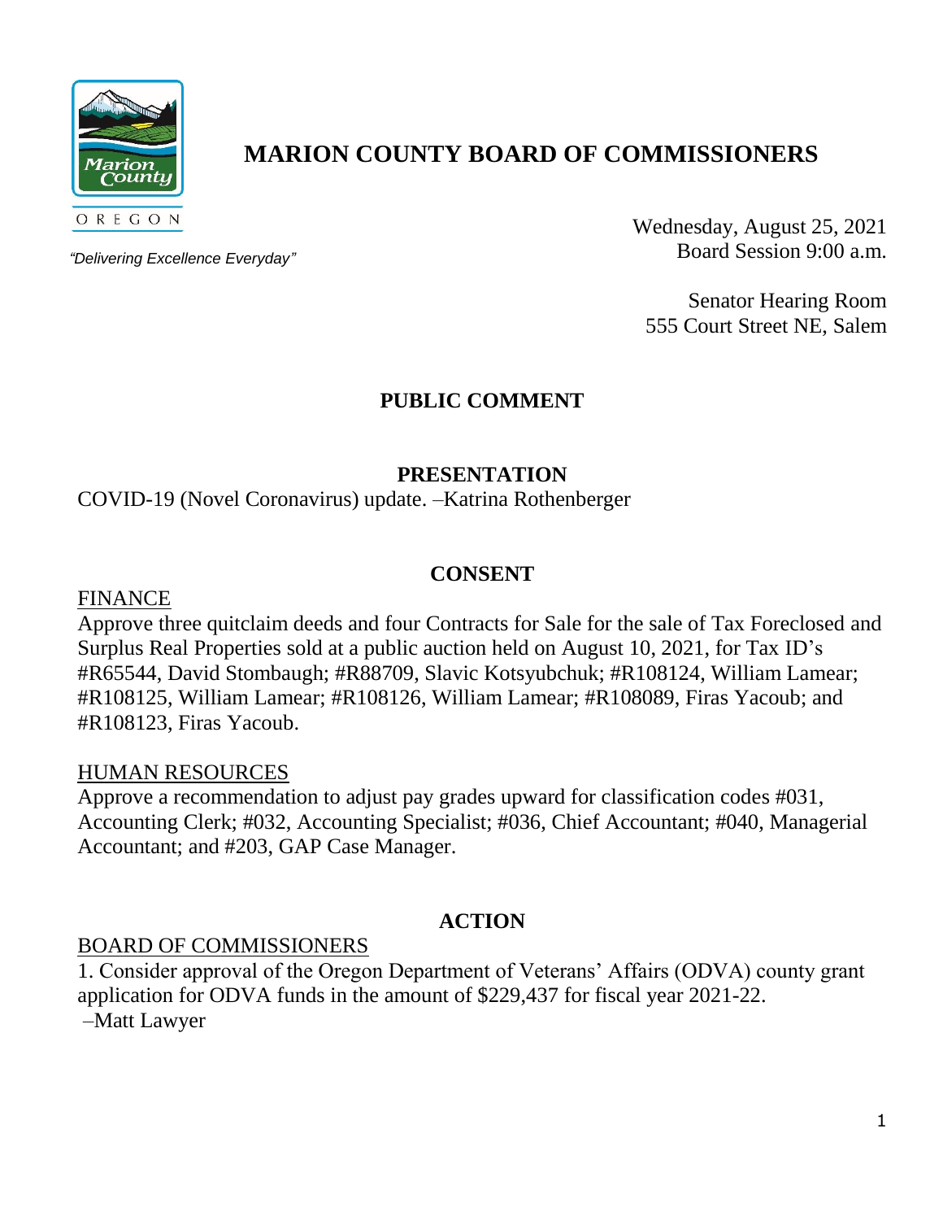# MARION COUNTY BOARD OF COMMISSIONERS

OREGON

*"Delivering Excellence Everyday"*

Wednesday, August 25, 2021
Board Session 9:00 a.m.

Senator Hearing Room
555 Court Street NE, Salem

## PUBLIC COMMENT

## PRESENTATION

COVID-19 (Novel Coronavirus) update. –Katrina Rothenberger

## CONSENT

FINANCE

Approve three quitclaim deeds and four Contracts for Sale for the sale of Tax Foreclosed and Surplus Real Properties sold at a public auction held on August 10, 2021, for Tax ID's #R65544, David Stombaugh; #R88709, Slavic Kotsyubchuk; #R108124, William Lamear; #R108125, William Lamear; #R108126, William Lamear; #R108089, Firas Yacoub; and #R108123, Firas Yacoub.

HUMAN RESOURCES

Approve a recommendation to adjust pay grades upward for classification codes #031, Accounting Clerk; #032, Accounting Specialist; #036, Chief Accountant; #040, Managerial Accountant; and #203, GAP Case Manager.

## ACTION

BOARD OF COMMISSIONERS

1. Consider approval of the Oregon Department of Veterans' Affairs (ODVA) county grant application for ODVA funds in the amount of $229,437 for fiscal year 2021-22.
–Matt Lawyer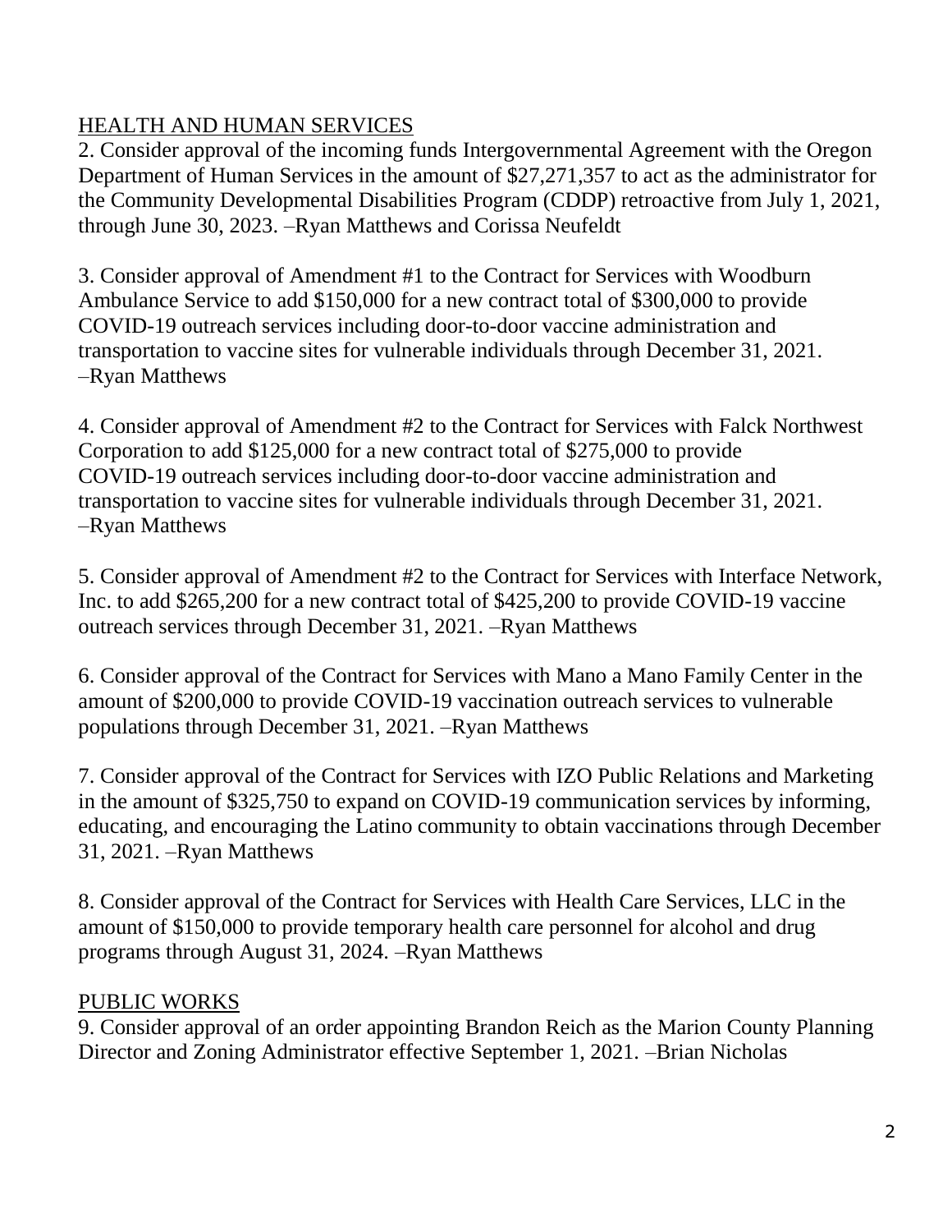## HEALTH AND HUMAN SERVICES

2. Consider approval of the incoming funds Intergovernmental Agreement with the Oregon Department of Human Services in the amount of $27,271,357 to act as the administrator for the Community Developmental Disabilities Program (CDDP) retroactive from July 1, 2021, through June 30, 2023. –Ryan Matthews and Corissa Neufeldt

3. Consider approval of Amendment #1 to the Contract for Services with Woodburn Ambulance Service to add $150,000 for a new contract total of $300,000 to provide COVID-19 outreach services including door-to-door vaccine administration and transportation to vaccine sites for vulnerable individuals through December 31, 2021. –Ryan Matthews

4. Consider approval of Amendment #2 to the Contract for Services with Falck Northwest Corporation to add $125,000 for a new contract total of $275,000 to provide COVID-19 outreach services including door-to-door vaccine administration and transportation to vaccine sites for vulnerable individuals through December 31, 2021. –Ryan Matthews

5. Consider approval of Amendment #2 to the Contract for Services with Interface Network, Inc. to add $265,200 for a new contract total of $425,200 to provide COVID-19 vaccine outreach services through December 31, 2021. –Ryan Matthews

6. Consider approval of the Contract for Services with Mano a Mano Family Center in the amount of $200,000 to provide COVID-19 vaccination outreach services to vulnerable populations through December 31, 2021. –Ryan Matthews

7. Consider approval of the Contract for Services with IZO Public Relations and Marketing in the amount of $325,750 to expand on COVID-19 communication services by informing, educating, and encouraging the Latino community to obtain vaccinations through December 31, 2021. –Ryan Matthews

8. Consider approval of the Contract for Services with Health Care Services, LLC in the amount of $150,000 to provide temporary health care personnel for alcohol and drug programs through August 31, 2024. –Ryan Matthews

## PUBLIC WORKS

9. Consider approval of an order appointing Brandon Reich as the Marion County Planning Director and Zoning Administrator effective September 1, 2021. –Brian Nicholas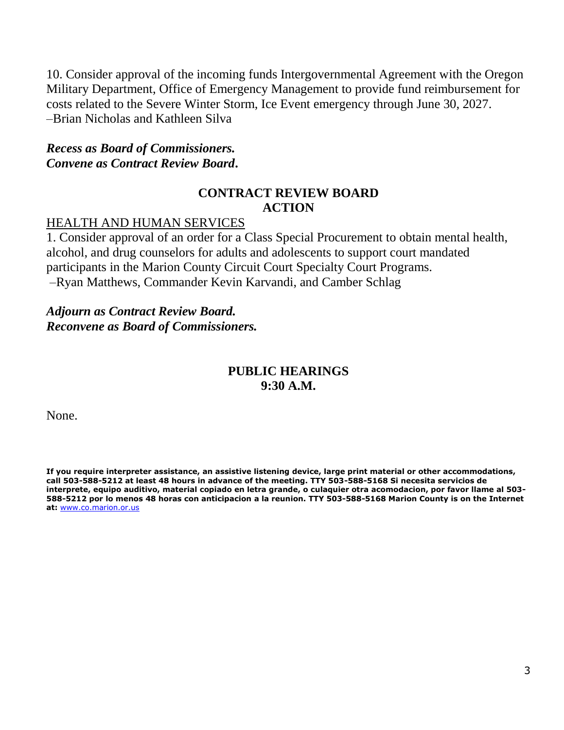10. Consider approval of the incoming funds Intergovernmental Agreement with the Oregon Military Department, Office of Emergency Management to provide fund reimbursement for costs related to the Severe Winter Storm, Ice Event emergency through June 30, 2027.
–Brian Nicholas and Kathleen Silva

***Recess as Board of Commissioners.***
***Convene as Contract Review Board.***

## CONTRACT REVIEW BOARD ACTION

HEALTH AND HUMAN SERVICES

1. Consider approval of an order for a Class Special Procurement to obtain mental health, alcohol, and drug counselors for adults and adolescents to support court mandated participants in the Marion County Circuit Court Specialty Court Programs.
–Ryan Matthews, Commander Kevin Karvandi, and Camber Schlag

***Adjourn as Contract Review Board.***
***Reconvene as Board of Commissioners.***

## PUBLIC HEARINGS 9:30 A.M.

None.

**If you require interpreter assistance, an assistive listening device, large print material or other accommodations, call 503-588-5212 at least 48 hours in advance of the meeting. TTY 503-588-5168 Si necesita servicios de interprete, equipo auditivo, material copiado en letra grande, o culaquier otra acomodacion, por favor llame al 503-588-5212 por lo menos 48 horas con anticipacion a la reunion. TTY 503-588-5168 Marion County is on the Internet at:** www.co.marion.or.us